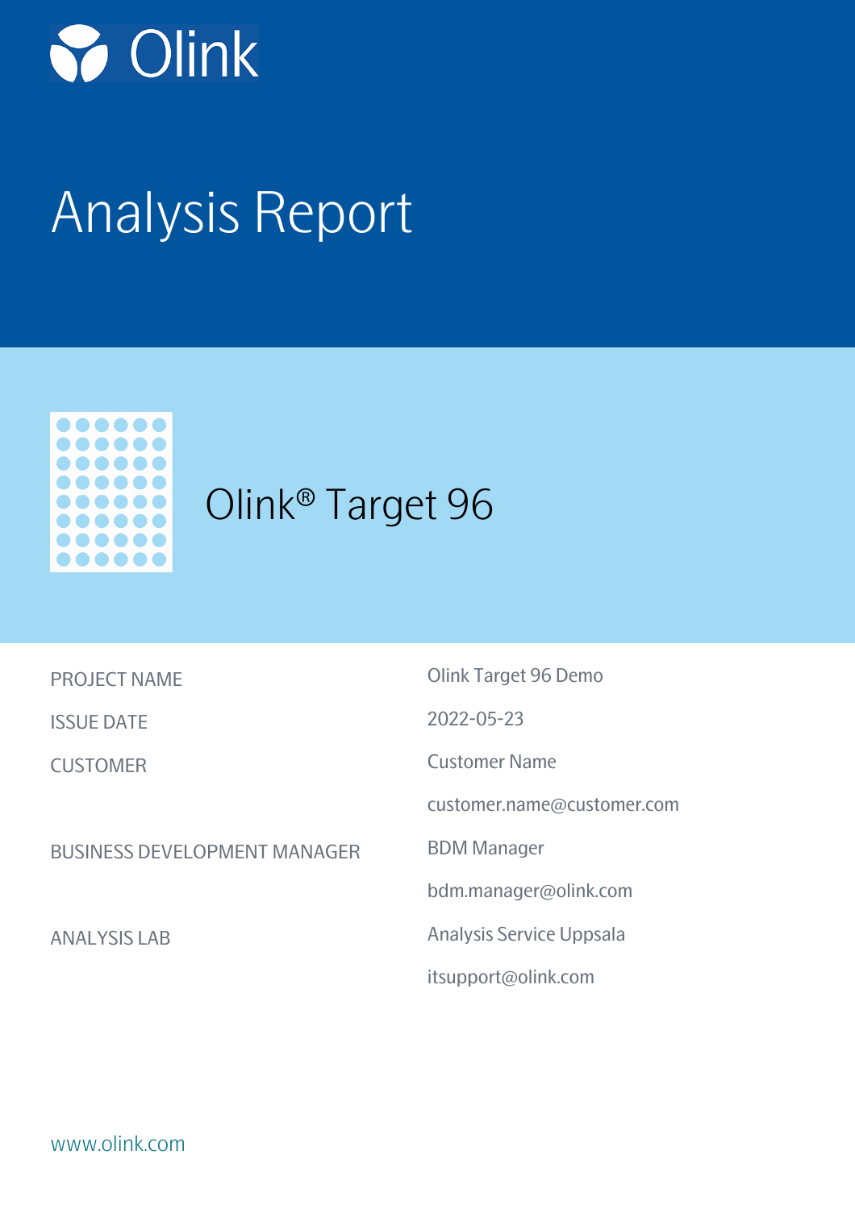Olink

# Analysis Report

## Olink® Target 96

| | |
|---|---|
| PROJECT NAME | Olink Target 96 Demo |
| ISSUE DATE | 2022-05-23 |
| CUSTOMER | Customer Name |
| | customer.name@customer.com |
| BUSINESS DEVELOPMENT MANAGER | BDM Manager |
| | bdm.manager@olink.com |
| ANALYSIS LAB | Analysis Service Uppsala |
| | itsupport@olink.com |

www.olink.com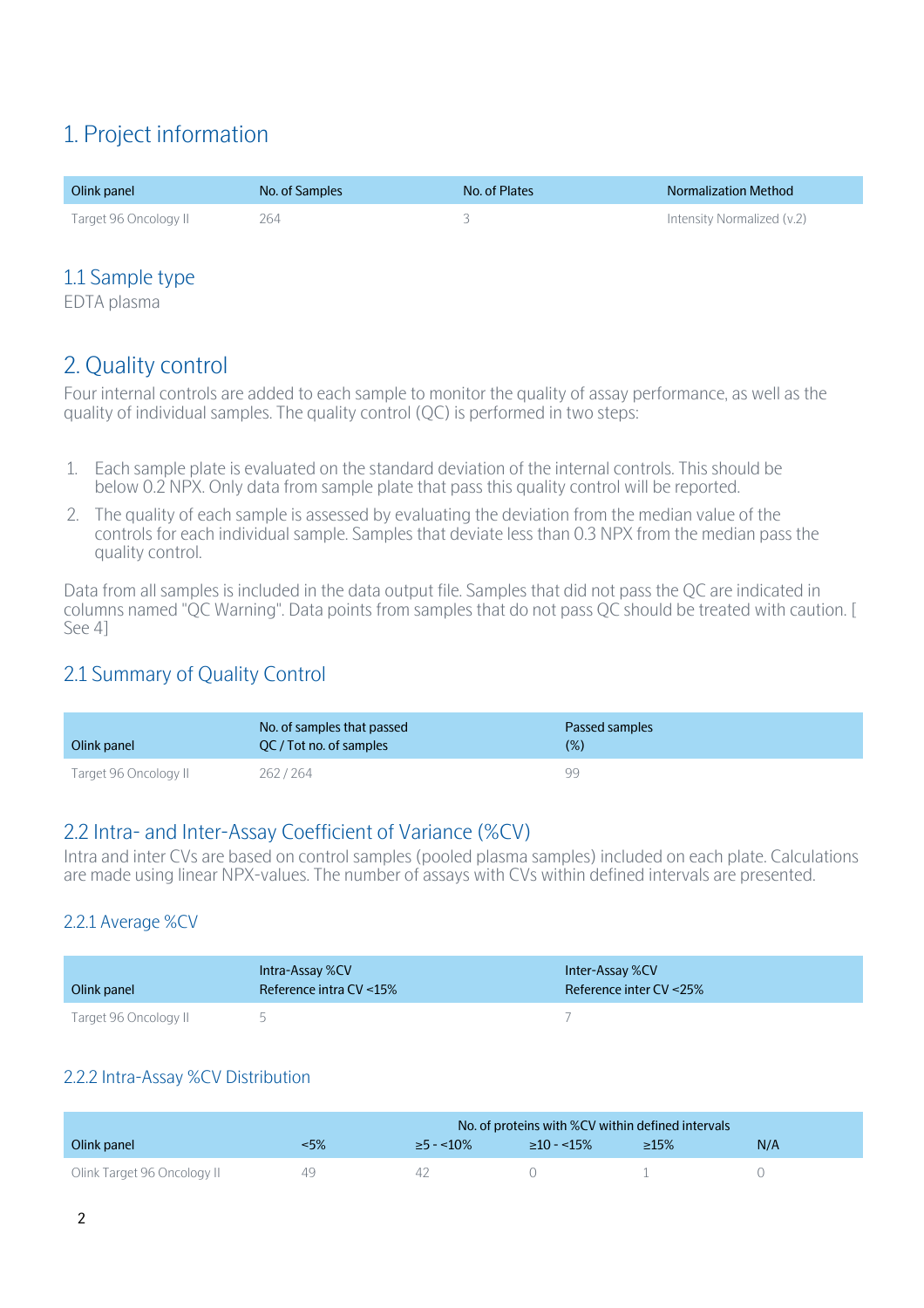# 1. Project information

| Olink panel | No. of Samples | No. of Plates | Normalization Method |
|---|---|---|---|
| Target 96 Oncology II | 264 | 3 | Intensity Normalized (v.2) |

## 1.1 Sample type

EDTA plasma

# 2. Quality control

Four internal controls are added to each sample to monitor the quality of assay performance, as well as the quality of individual samples. The quality control (QC) is performed in two steps:

1. Each sample plate is evaluated on the standard deviation of the internal controls. This should be below 0.2 NPX. Only data from sample plate that pass this quality control will be reported.
2. The quality of each sample is assessed by evaluating the deviation from the median value of the controls for each individual sample. Samples that deviate less than 0.3 NPX from the median pass the quality control.

Data from all samples is included in the data output file. Samples that did not pass the QC are indicated in columns named "QC Warning". Data points from samples that do not pass QC should be treated with caution. [ See 4]

## 2.1 Summary of Quality Control

| Olink panel | No. of samples that passed QC / Tot no. of samples | Passed samples (%) |
|---|---|---|
| Target 96 Oncology II | 262 / 264 | 99 |

## 2.2 Intra- and Inter-Assay Coefficient of Variance (%CV)

Intra and inter CVs are based on control samples (pooled plasma samples) included on each plate. Calculations are made using linear NPX-values. The number of assays with CVs within defined intervals are presented.

### 2.2.1 Average %CV

| Olink panel | Intra-Assay %CV Reference intra CV <15% | Inter-Assay %CV Reference inter CV <25% |
|---|---|---|
| Target 96 Oncology II | 5 | 7 |

### 2.2.2 Intra-Assay %CV Distribution

| | No. of proteins with %CV within defined intervals | | | | |
|---|---|---|---|---|---|
| Olink panel | <5% | ≥5 - <10% | ≥10 - <15% | ≥15% | N/A |
| Olink Target 96 Oncology II | 49 | 42 | 0 | 1 | 0 |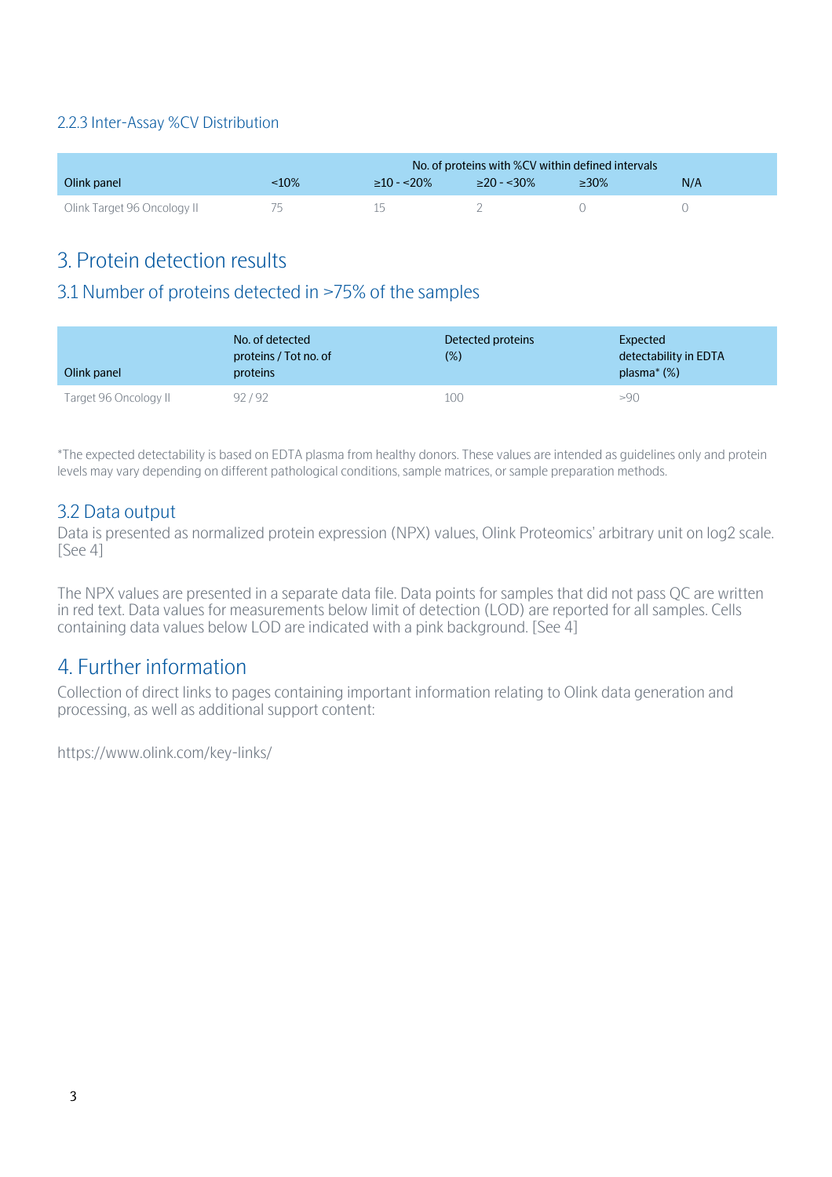### 2.2.3 Inter-Assay %CV Distribution

| Olink panel | No. of proteins with %CV within defined intervals | | | | |
|---|---|---|---|---|---|
| | <10% | ≥10 - <20% | ≥20 - <30% | ≥30% | N/A |
| Olink Target 96 Oncology II | 75 | 15 | 2 | 0 | 0 |

# 3. Protein detection results

## 3.1 Number of proteins detected in >75% of the samples

| Olink panel | No. of detected proteins / Tot no. of proteins | Detected proteins (%) | Expected detectability in EDTA plasma* (%) |
|---|---|---|---|
| Target 96 Oncology II | 92 / 92 | 100 | >90 |

*The expected detectability is based on EDTA plasma from healthy donors. These values are intended as guidelines only and protein levels may vary depending on different pathological conditions, sample matrices, or sample preparation methods.

## 3.2 Data output

Data is presented as normalized protein expression (NPX) values, Olink Proteomics' arbitrary unit on log2 scale. [See 4]

The NPX values are presented in a separate data file. Data points for samples that did not pass QC are written in red text. Data values for measurements below limit of detection (LOD) are reported for all samples. Cells containing data values below LOD are indicated with a pink background. [See 4]

# 4. Further information

Collection of direct links to pages containing important information relating to Olink data generation and processing, as well as additional support content:

https://www.olink.com/key-links/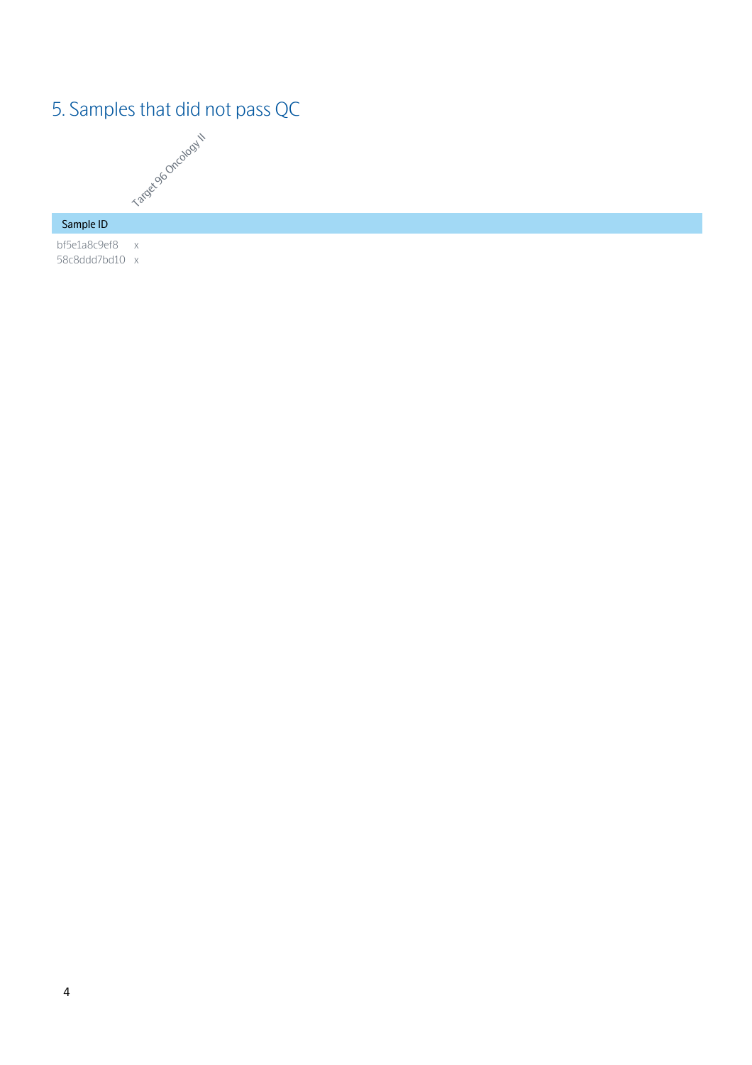# 5. Samples that did not pass QC

| Sample ID | Target 96 Oncology II |
|---|---|
| bf5e1a8c9ef8 | x |
| 58c8ddd7bd10 | x |